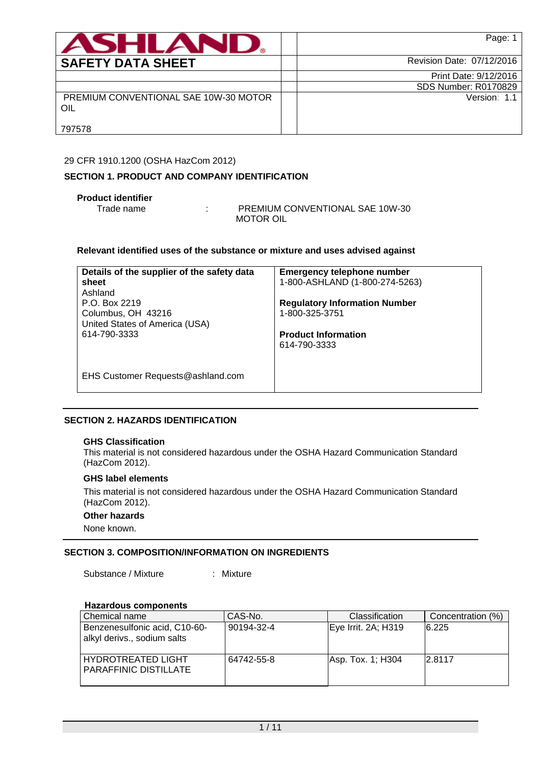| ASHLAND. | | Page: 1 |
| --- | --- | --- |
| **SAFETY DATA SHEET** | | Revision Date: 07/12/2016 |
| | | Print Date: 9/12/2016 |
| | | SDS Number: R0170829 |
| PREMIUM CONVENTIONAL SAE 10W-30 MOTOR OIL<br><br>797578 | | Version: 1.1 |

29 CFR 1910.1200 (OSHA HazCom 2012)

## SECTION 1. PRODUCT AND COMPANY IDENTIFICATION

**Product identifier**

Trade name : PREMIUM CONVENTIONAL SAE 10W-30 MOTOR OIL

**Relevant identified uses of the substance or mixture and uses advised against**

| **Details of the supplier of the safety data sheet** | **Emergency telephone number** |
| --- | --- |
| Ashland<br>P.O. Box 2219<br>Columbus, OH 43216<br>United States of America (USA)<br>614-790-3333<br><br>EHS Customer Requests@ashland.com | 1-800-ASHLAND (1-800-274-5263)<br><br>**Regulatory Information Number**<br>1-800-325-3751<br><br>**Product Information**<br>614-790-3333 |

## SECTION 2. HAZARDS IDENTIFICATION

**GHS Classification**

This material is not considered hazardous under the OSHA Hazard Communication Standard (HazCom 2012).

**GHS label elements**

This material is not considered hazardous under the OSHA Hazard Communication Standard (HazCom 2012).

**Other hazards**

None known.

## SECTION 3. COMPOSITION/INFORMATION ON INGREDIENTS

Substance / Mixture : Mixture

**Hazardous components**

| Chemical name | CAS-No. | Classification | Concentration (%) |
| --- | --- | --- | --- |
| Benzenesulfonic acid, C10-60-alkyl derivs., sodium salts | 90194-32-4 | Eye Irrit. 2A; H319 | 6.225 |
| HYDROTREATED LIGHT PARAFFINIC DISTILLATE | 64742-55-8 | Asp. Tox. 1; H304 | 2.8117 |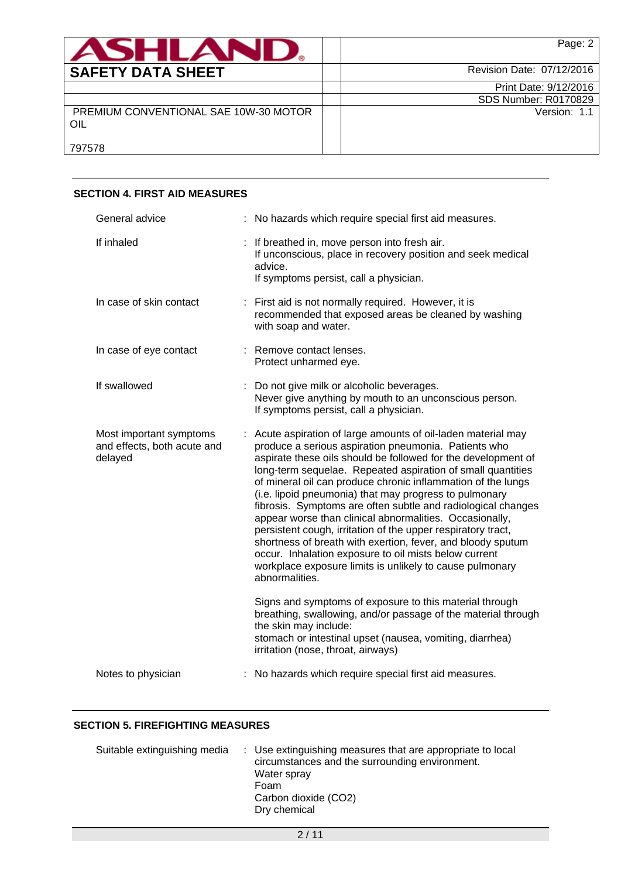## SECTION 4. FIRST AID MEASURES

| | |
|---|---|
| General advice | : No hazards which require special first aid measures. |
| If inhaled | : If breathed in, move person into fresh air. If unconscious, place in recovery position and seek medical advice. If symptoms persist, call a physician. |
| In case of skin contact | : First aid is not normally required. However, it is recommended that exposed areas be cleaned by washing with soap and water. |
| In case of eye contact | : Remove contact lenses. Protect unharmed eye. |
| If swallowed | : Do not give milk or alcoholic beverages. Never give anything by mouth to an unconscious person. If symptoms persist, call a physician. |
| Most important symptoms and effects, both acute and delayed | : Acute aspiration of large amounts of oil-laden material may produce a serious aspiration pneumonia. Patients who aspirate these oils should be followed for the development of long-term sequelae. Repeated aspiration of small quantities of mineral oil can produce chronic inflammation of the lungs (i.e. lipoid pneumonia) that may progress to pulmonary fibrosis. Symptoms are often subtle and radiological changes appear worse than clinical abnormalities. Occasionally, persistent cough, irritation of the upper respiratory tract, shortness of breath with exertion, fever, and bloody sputum occur. Inhalation exposure to oil mists below current workplace exposure limits is unlikely to cause pulmonary abnormalities.<br><br>Signs and symptoms of exposure to this material through breathing, swallowing, and/or passage of the material through the skin may include:<br>stomach or intestinal upset (nausea, vomiting, diarrhea)<br>irritation (nose, throat, airways) |
| Notes to physician | : No hazards which require special first aid measures. |

## SECTION 5. FIREFIGHTING MEASURES

| | |
|---|---|
| Suitable extinguishing media | : Use extinguishing measures that are appropriate to local circumstances and the surrounding environment.<br>Water spray<br>Foam<br>Carbon dioxide ($CO_2$)<br>Dry chemical |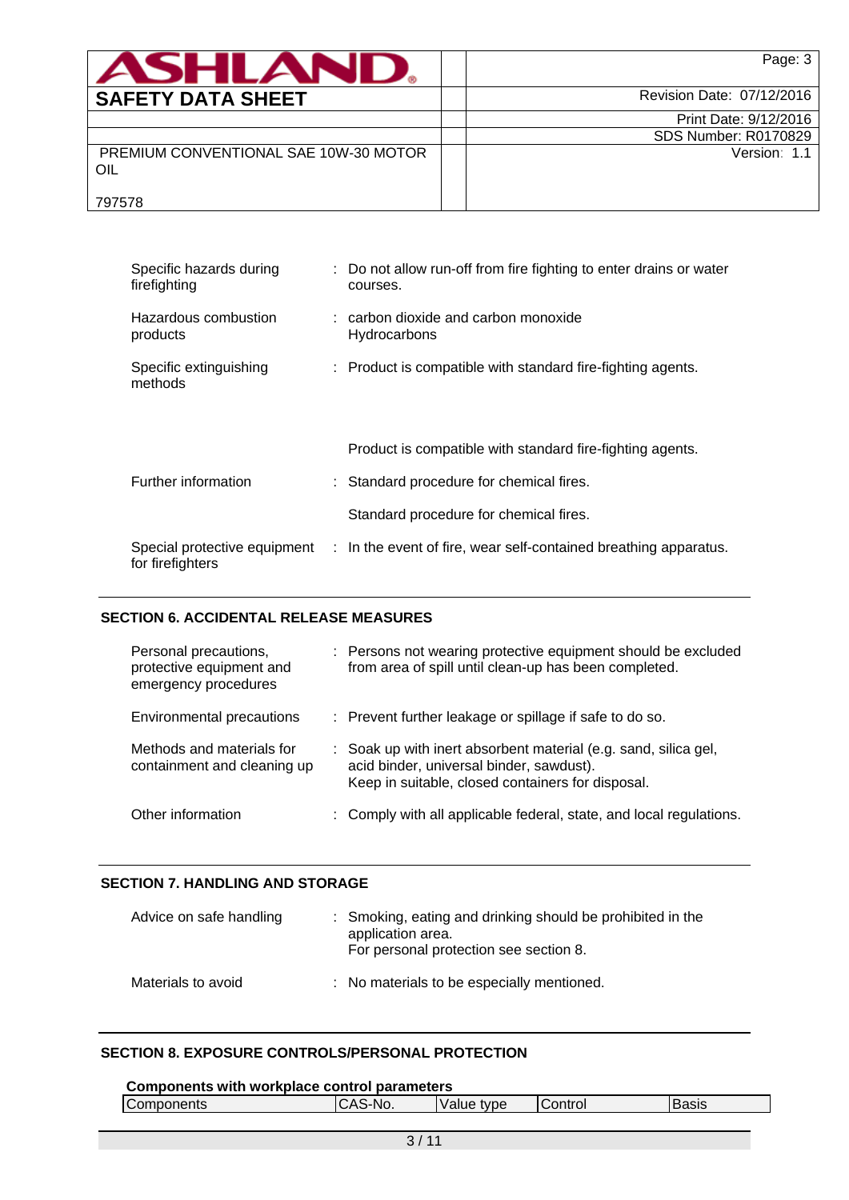| | | |
|---|---|---|
| Specific hazards during firefighting | : | Do not allow run-off from fire fighting to enter drains or water courses. |
| Hazardous combustion products | : | carbon dioxide and carbon monoxide<br>Hydrocarbons |
| Specific extinguishing methods | : | Product is compatible with standard fire-fighting agents.<br><br>Product is compatible with standard fire-fighting agents. |
| Further information | : | Standard procedure for chemical fires.<br><br>Standard procedure for chemical fires. |
| Special protective equipment for firefighters | : | In the event of fire, wear self-contained breathing apparatus. |

## SECTION 6. ACCIDENTAL RELEASE MEASURES

| | | |
|---|---|---|
| Personal precautions, protective equipment and emergency procedures | : | Persons not wearing protective equipment should be excluded from area of spill until clean-up has been completed. |
| Environmental precautions | : | Prevent further leakage or spillage if safe to do so. |
| Methods and materials for containment and cleaning up | : | Soak up with inert absorbent material (e.g. sand, silica gel, acid binder, universal binder, sawdust).<br>Keep in suitable, closed containers for disposal. |
| Other information | : | Comply with all applicable federal, state, and local regulations. |

## SECTION 7. HANDLING AND STORAGE

| | | |
|---|---|---|
| Advice on safe handling | : | Smoking, eating and drinking should be prohibited in the application area.<br>For personal protection see section 8. |
| Materials to avoid | : | No materials to be especially mentioned. |

## SECTION 8. EXPOSURE CONTROLS/PERSONAL PROTECTION

**Components with workplace control parameters**

| Components | CAS-No. | Value type | Control | Basis |
|---|---|---|---|---|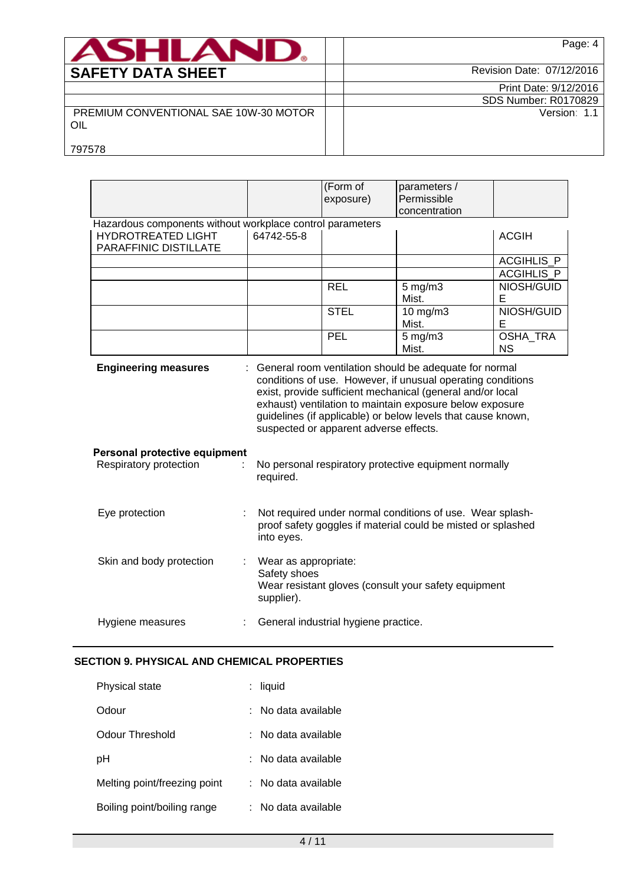| | | (Form of exposure) | parameters / Permissible concentration | |
|---|---|---|---|---|
| Hazardous components without workplace control parameters | | | | |
| HYDROTREATED LIGHT PARAFFINIC DISTILLATE | 64742-55-8 | | | ACGIH |
| | | | | ACGIHLIS_P |
| | | | | ACGIHLIS_P |
| | | REL | 5 mg/m3 Mist. | NIOSH/GUIDE |
| | | STEL | 10 mg/m3 Mist. | NIOSH/GUIDE |
| | | PEL | 5 mg/m3 Mist. | OSHA_TRANS |

**Engineering measures** : General room ventilation should be adequate for normal conditions of use. However, if unusual operating conditions exist, provide sufficient mechanical (general and/or local exhaust) ventilation to maintain exposure below exposure guidelines (if applicable) or below levels that cause known, suspected or apparent adverse effects.

**Personal protective equipment**

Respiratory protection : No personal respiratory protective equipment normally required.

Eye protection : Not required under normal conditions of use. Wear splash-proof safety goggles if material could be misted or splashed into eyes.

Skin and body protection : Wear as appropriate:
Safety shoes
Wear resistant gloves (consult your safety equipment supplier).

Hygiene measures : General industrial hygiene practice.

## SECTION 9. PHYSICAL AND CHEMICAL PROPERTIES

| | |
|---|---|
| Physical state | : liquid |
| Odour | : No data available |
| Odour Threshold | : No data available |
| pH | : No data available |
| Melting point/freezing point | : No data available |
| Boiling point/boiling range | : No data available |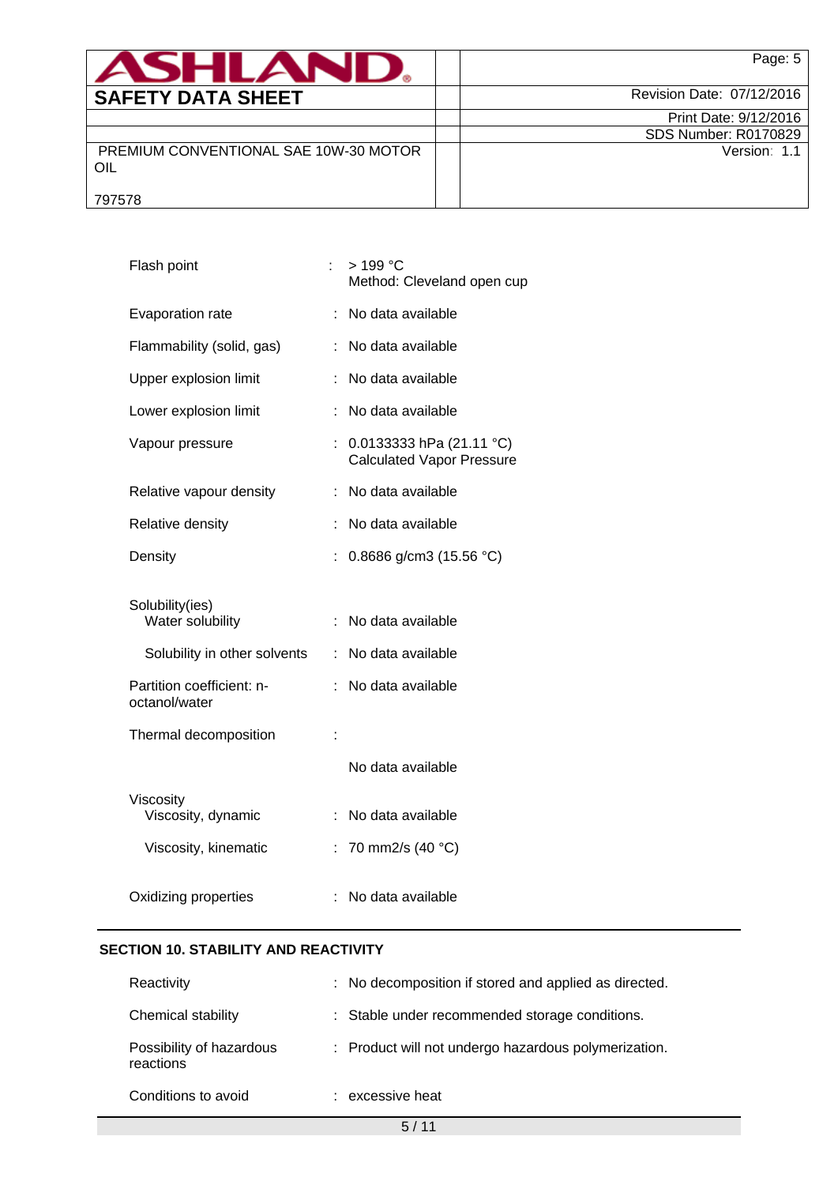| | | |
|---|---|---|
| Flash point | : | > 199 °C<br>Method: Cleveland open cup |
| Evaporation rate | : | No data available |
| Flammability (solid, gas) | : | No data available |
| Upper explosion limit | : | No data available |
| Lower explosion limit | : | No data available |
| Vapour pressure | : | 0.0133333 hPa (21.11 °C)<br>Calculated Vapor Pressure |
| Relative vapour density | : | No data available |
| Relative density | : | No data available |
| Density | : | 0.8686 g/cm3 (15.56 °C) |
| Solubility(ies)<br>Water solubility | : | No data available |
| Solubility in other solvents | : | No data available |
| Partition coefficient: n-octanol/water | : | No data available |
| Thermal decomposition | : | No data available |
| Viscosity<br>Viscosity, dynamic | : | No data available |
| Viscosity, kinematic | : | 70 mm2/s (40 °C) |
| Oxidizing properties | : | No data available |

## SECTION 10. STABILITY AND REACTIVITY

| | | |
|---|---|---|
| Reactivity | : | No decomposition if stored and applied as directed. |
| Chemical stability | : | Stable under recommended storage conditions. |
| Possibility of hazardous reactions | : | Product will not undergo hazardous polymerization. |
| Conditions to avoid | : | excessive heat |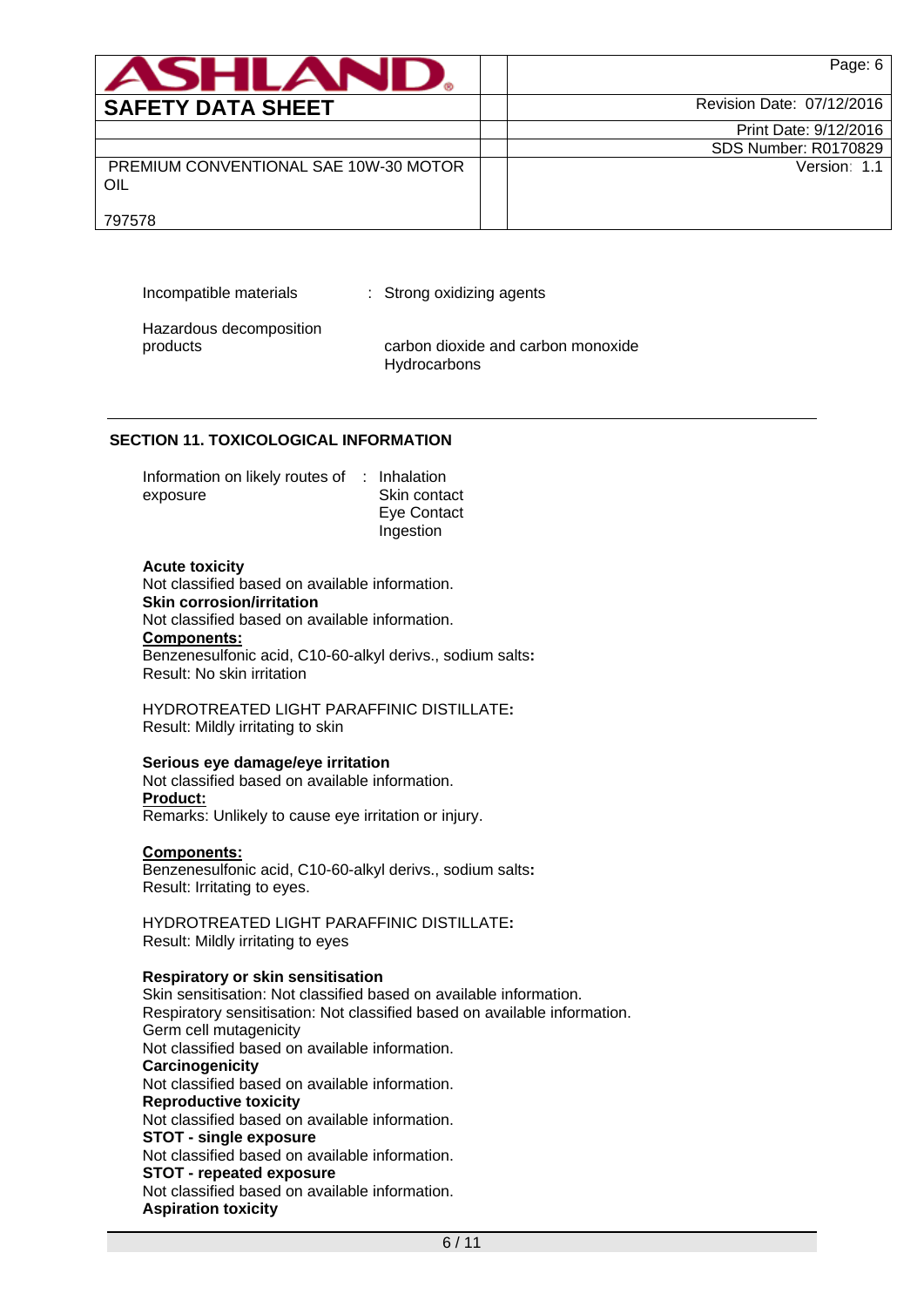Incompatible materials : Strong oxidizing agents

Hazardous decomposition products : carbon dioxide and carbon monoxide
Hydrocarbons

## SECTION 11. TOXICOLOGICAL INFORMATION

Information on likely routes of exposure : Inhalation
Skin contact
Eye Contact
Ingestion

**Acute toxicity**
Not classified based on available information.
**Skin corrosion/irritation**
Not classified based on available information.
**Components:**
Benzenesulfonic acid, C10-60-alkyl derivs., sodium salts**:**
Result: No skin irritation

HYDROTREATED LIGHT PARAFFINIC DISTILLATE**:**
Result: Mildly irritating to skin

**Serious eye damage/eye irritation**
Not classified based on available information.
**Product:**
Remarks: Unlikely to cause eye irritation or injury.

**Components:**
Benzenesulfonic acid, C10-60-alkyl derivs., sodium salts**:**
Result: Irritating to eyes.

HYDROTREATED LIGHT PARAFFINIC DISTILLATE**:**
Result: Mildly irritating to eyes

**Respiratory or skin sensitisation**
Skin sensitisation: Not classified based on available information.
Respiratory sensitisation: Not classified based on available information.
Germ cell mutagenicity
Not classified based on available information.
**Carcinogenicity**
Not classified based on available information.
**Reproductive toxicity**
Not classified based on available information.
**STOT - single exposure**
Not classified based on available information.
**STOT - repeated exposure**
Not classified based on available information.
**Aspiration toxicity**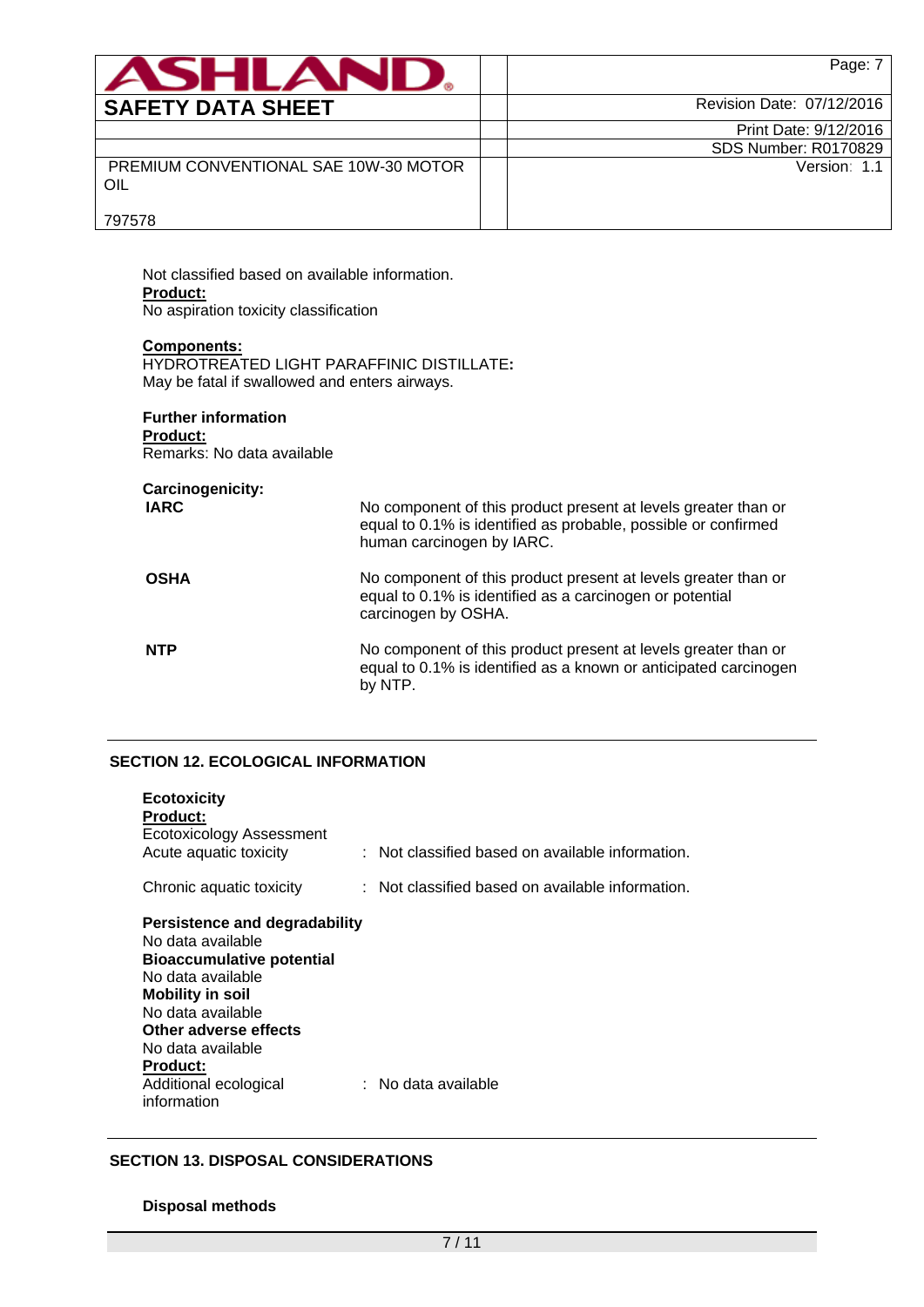Not classified based on available information.

**Product:**

No aspiration toxicity classification

**Components:**

HYDROTREATED LIGHT PARAFFINIC DISTILLATE:

May be fatal if swallowed and enters airways.

**Further information**

**Product:**

Remarks: No data available

**Carcinogenicity:**

| | |
|---|---|
| **IARC** | No component of this product present at levels greater than or equal to 0.1% is identified as probable, possible or confirmed human carcinogen by IARC. |
| **OSHA** | No component of this product present at levels greater than or equal to 0.1% is identified as a carcinogen or potential carcinogen by OSHA. |
| **NTP** | No component of this product present at levels greater than or equal to 0.1% is identified as a known or anticipated carcinogen by NTP. |

## SECTION 12. ECOLOGICAL INFORMATION

**Ecotoxicity**

**Product:**

Ecotoxicology Assessment

Acute aquatic toxicity : Not classified based on available information.

Chronic aquatic toxicity : Not classified based on available information.

**Persistence and degradability**

No data available

**Bioaccumulative potential**

No data available

**Mobility in soil**

No data available

**Other adverse effects**

No data available

**Product:**

Additional ecological information : No data available

## SECTION 13. DISPOSAL CONSIDERATIONS

**Disposal methods**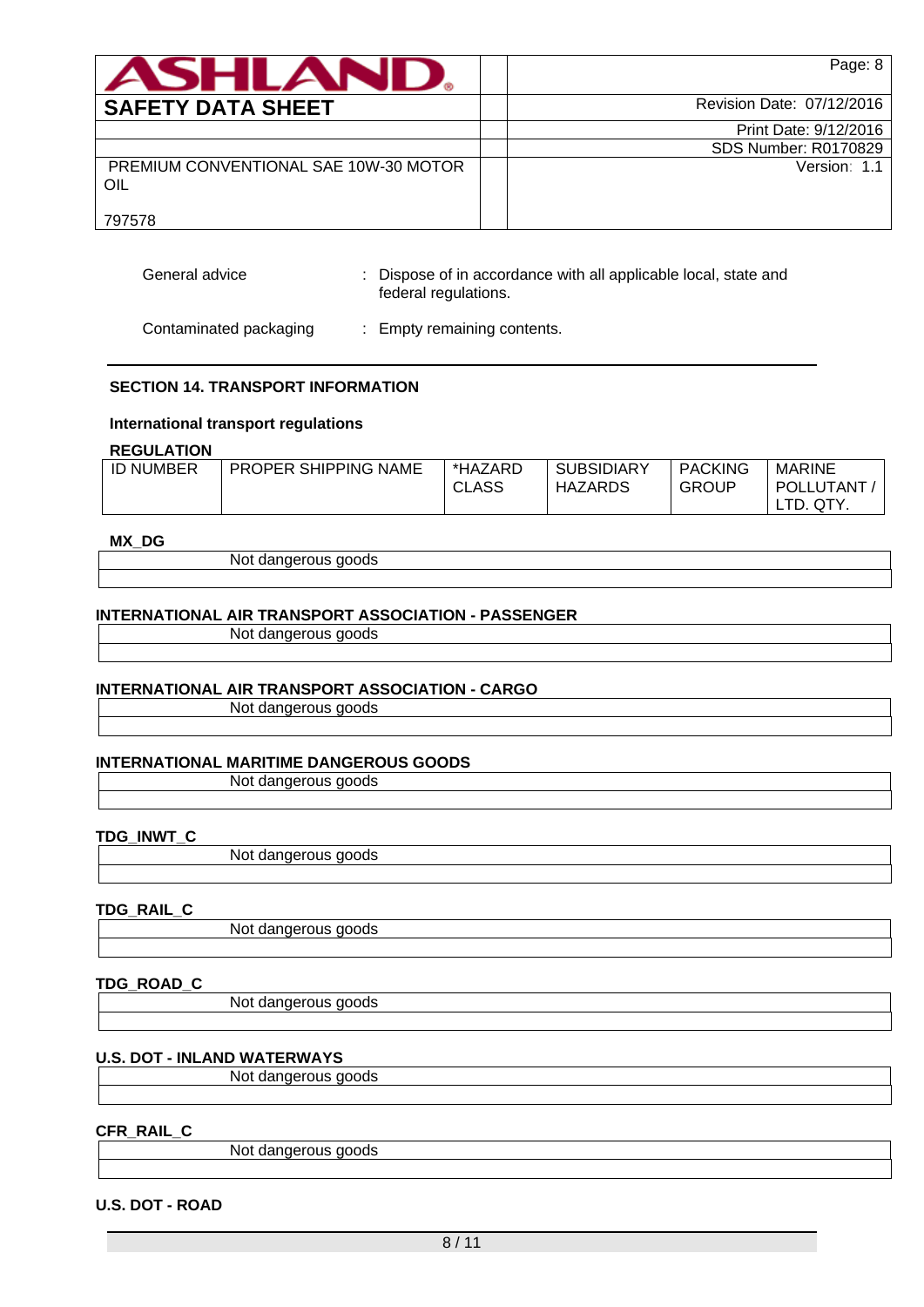General advice : Dispose of in accordance with all applicable local, state and federal regulations.

Contaminated packaging : Empty remaining contents.

## SECTION 14. TRANSPORT INFORMATION

### International transport regulations

**REGULATION**

| ID NUMBER | PROPER SHIPPING NAME | *HAZARD CLASS | SUBSIDIARY HAZARDS | PACKING GROUP | MARINE POLLUTANT / LTD. QTY. |
|---|---|---|---|---|---|

**MX_DG**

| Not dangerous goods |
|---|
| |

**INTERNATIONAL AIR TRANSPORT ASSOCIATION - PASSENGER**

| Not dangerous goods |
|---|
| |

**INTERNATIONAL AIR TRANSPORT ASSOCIATION - CARGO**

| Not dangerous goods |
|---|
| |

**INTERNATIONAL MARITIME DANGEROUS GOODS**

| Not dangerous goods |
|---|
| |

**TDG_INWT_C**

| Not dangerous goods |
|---|
| |

**TDG_RAIL_C**

| Not dangerous goods |
|---|
| |

**TDG_ROAD_C**

| Not dangerous goods |
|---|
| |

**U.S. DOT - INLAND WATERWAYS**

| Not dangerous goods |
|---|
| |

**CFR_RAIL_C**

| Not dangerous goods |
|---|
| |

**U.S. DOT - ROAD**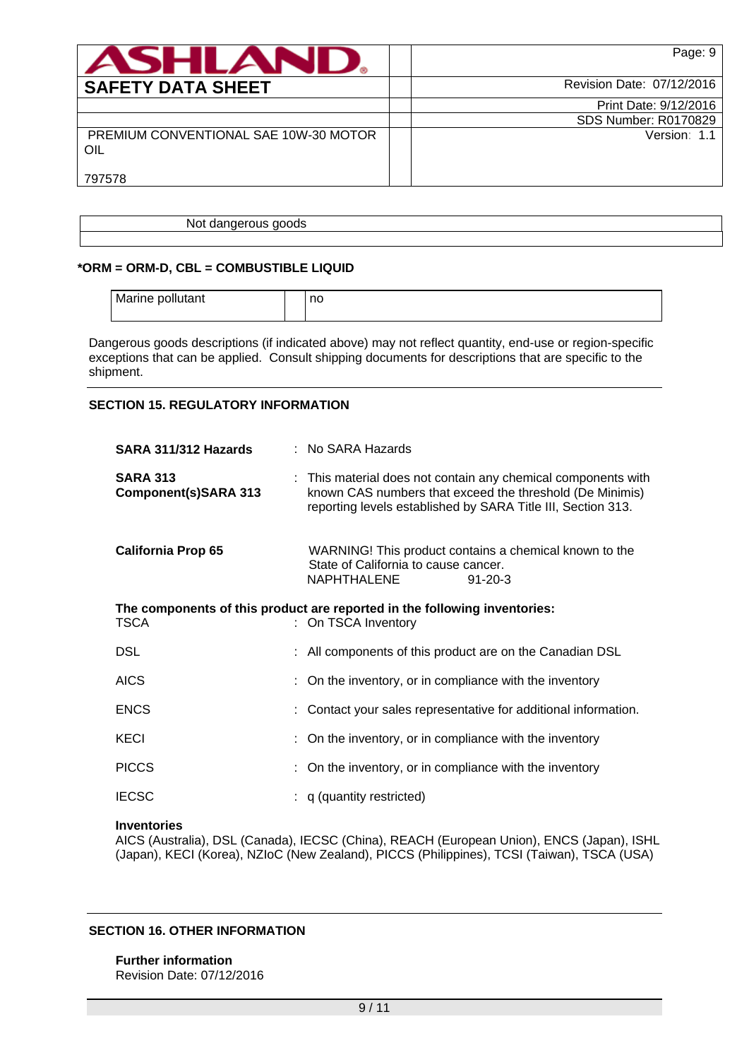| Not dangerous goods |
|---|
| |

**\*ORM = ORM-D, CBL = COMBUSTIBLE LIQUID**

| Marine pollutant | | no |
|---|---|---|

Dangerous goods descriptions (if indicated above) may not reflect quantity, end-use or region-specific exceptions that can be applied. Consult shipping documents for descriptions that are specific to the shipment.

## SECTION 15. REGULATORY INFORMATION

**SARA 311/312 Hazards** : No SARA Hazards

**SARA 313 Component(s)SARA 313** : This material does not contain any chemical components with known CAS numbers that exceed the threshold (De Minimis) reporting levels established by SARA Title III, Section 313.

**California Prop 65** WARNING! This product contains a chemical known to the State of California to cause cancer.
NAPHTHALENE 91-20-3

**The components of this product are reported in the following inventories:**

TSCA : On TSCA Inventory

DSL : All components of this product are on the Canadian DSL

AICS : On the inventory, or in compliance with the inventory

ENCS : Contact your sales representative for additional information.

KECI : On the inventory, or in compliance with the inventory

PICCS : On the inventory, or in compliance with the inventory

IECSC : q (quantity restricted)

**Inventories**
AICS (Australia), DSL (Canada), IECSC (China), REACH (European Union), ENCS (Japan), ISHL (Japan), KECI (Korea), NZIoC (New Zealand), PICCS (Philippines), TCSI (Taiwan), TSCA (USA)

## SECTION 16. OTHER INFORMATION

**Further information**
Revision Date: 07/12/2016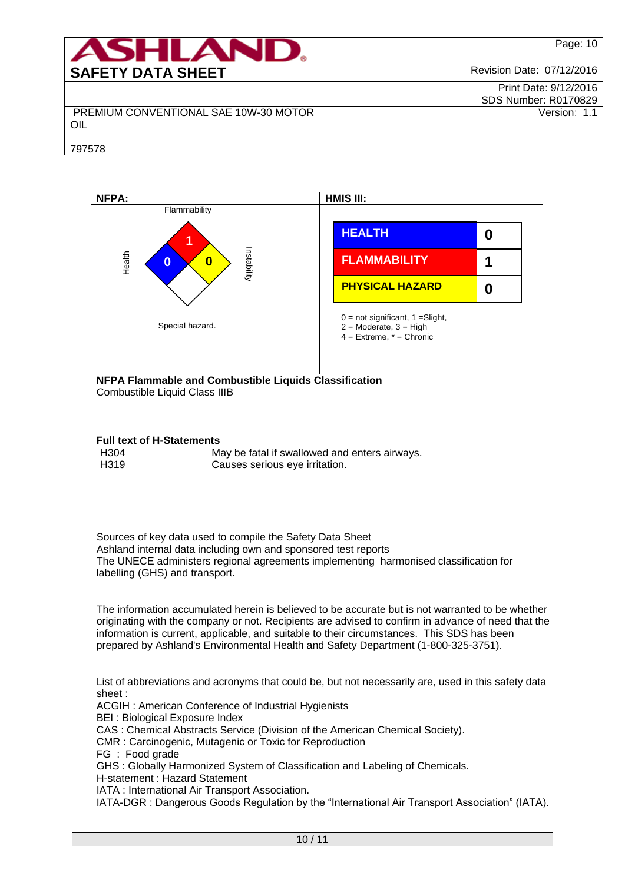| **ASHLAND** | | Page: 10 |
|---|---|---|
| **SAFETY DATA SHEET** | | Revision Date: 07/12/2016 |
| | | Print Date: 9/12/2016 |
| | | SDS Number: R0170829 |
| PREMIUM CONVENTIONAL SAE 10W-30 MOTOR OIL<br><br>797578 | | Version: 1.1 |

| NFPA: | HMIS III: |
|---|---|
| Flammability: 1<br>Health: 0<br>Instability: 0<br>Special hazard. | HEALTH: 0<br>FLAMMABILITY: 1<br>PHYSICAL HAZARD: 0<br><br>0 = not significant, 1 =Slight,<br>2 = Moderate, 3 = High<br>4 = Extreme, * = Chronic |

**NFPA Flammable and Combustible Liquids Classification**
Combustible Liquid Class IIIB

**Full text of H-Statements**

| | |
|---|---|
| H304 | May be fatal if swallowed and enters airways. |
| H319 | Causes serious eye irritation. |

Sources of key data used to compile the Safety Data Sheet
Ashland internal data including own and sponsored test reports
The UNECE administers regional agreements implementing harmonised classification for labelling (GHS) and transport.

The information accumulated herein is believed to be accurate but is not warranted to be whether originating with the company or not. Recipients are advised to confirm in advance of need that the information is current, applicable, and suitable to their circumstances. This SDS has been prepared by Ashland's Environmental Health and Safety Department (1-800-325-3751).

List of abbreviations and acronyms that could be, but not necessarily are, used in this safety data sheet :
ACGIH : American Conference of Industrial Hygienists
BEI : Biological Exposure Index
CAS : Chemical Abstracts Service (Division of the American Chemical Society).
CMR : Carcinogenic, Mutagenic or Toxic for Reproduction
FG : Food grade
GHS : Globally Harmonized System of Classification and Labeling of Chemicals.
H-statement : Hazard Statement
IATA : International Air Transport Association.
IATA-DGR : Dangerous Goods Regulation by the “International Air Transport Association” (IATA).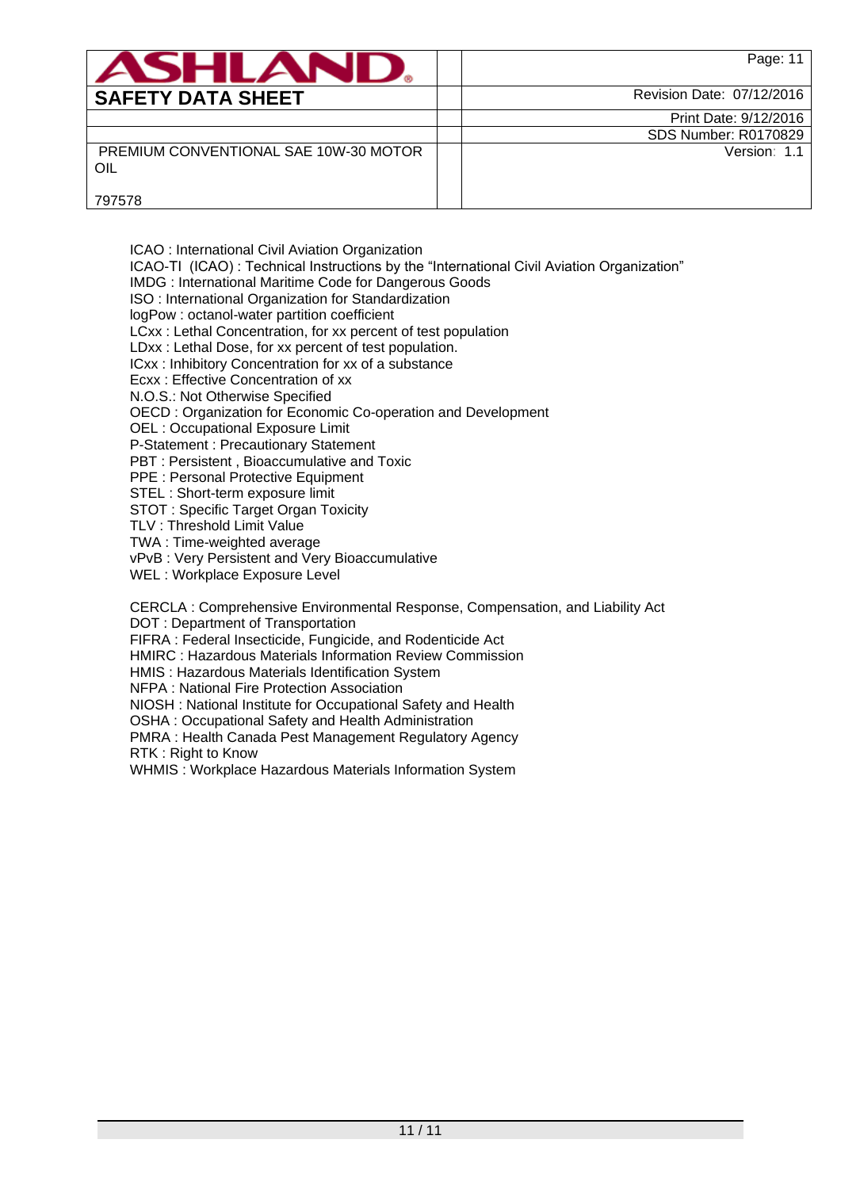ICAO : International Civil Aviation Organization
ICAO-TI (ICAO) : Technical Instructions by the "International Civil Aviation Organization"
IMDG : International Maritime Code for Dangerous Goods
ISO : International Organization for Standardization
logPow : octanol-water partition coefficient
LCxx : Lethal Concentration, for xx percent of test population
LDxx : Lethal Dose, for xx percent of test population.
ICxx : Inhibitory Concentration for xx of a substance
Ecxx : Effective Concentration of xx
N.O.S.: Not Otherwise Specified
OECD : Organization for Economic Co-operation and Development
OEL : Occupational Exposure Limit
P-Statement : Precautionary Statement
PBT : Persistent , Bioaccumulative and Toxic
PPE : Personal Protective Equipment
STEL : Short-term exposure limit
STOT : Specific Target Organ Toxicity
TLV : Threshold Limit Value
TWA : Time-weighted average
vPvB : Very Persistent and Very Bioaccumulative
WEL : Workplace Exposure Level

CERCLA : Comprehensive Environmental Response, Compensation, and Liability Act
DOT : Department of Transportation
FIFRA : Federal Insecticide, Fungicide, and Rodenticide Act
HMIRC : Hazardous Materials Information Review Commission
HMIS : Hazardous Materials Identification System
NFPA : National Fire Protection Association
NIOSH : National Institute for Occupational Safety and Health
OSHA : Occupational Safety and Health Administration
PMRA : Health Canada Pest Management Regulatory Agency
RTK : Right to Know
WHMIS : Workplace Hazardous Materials Information System